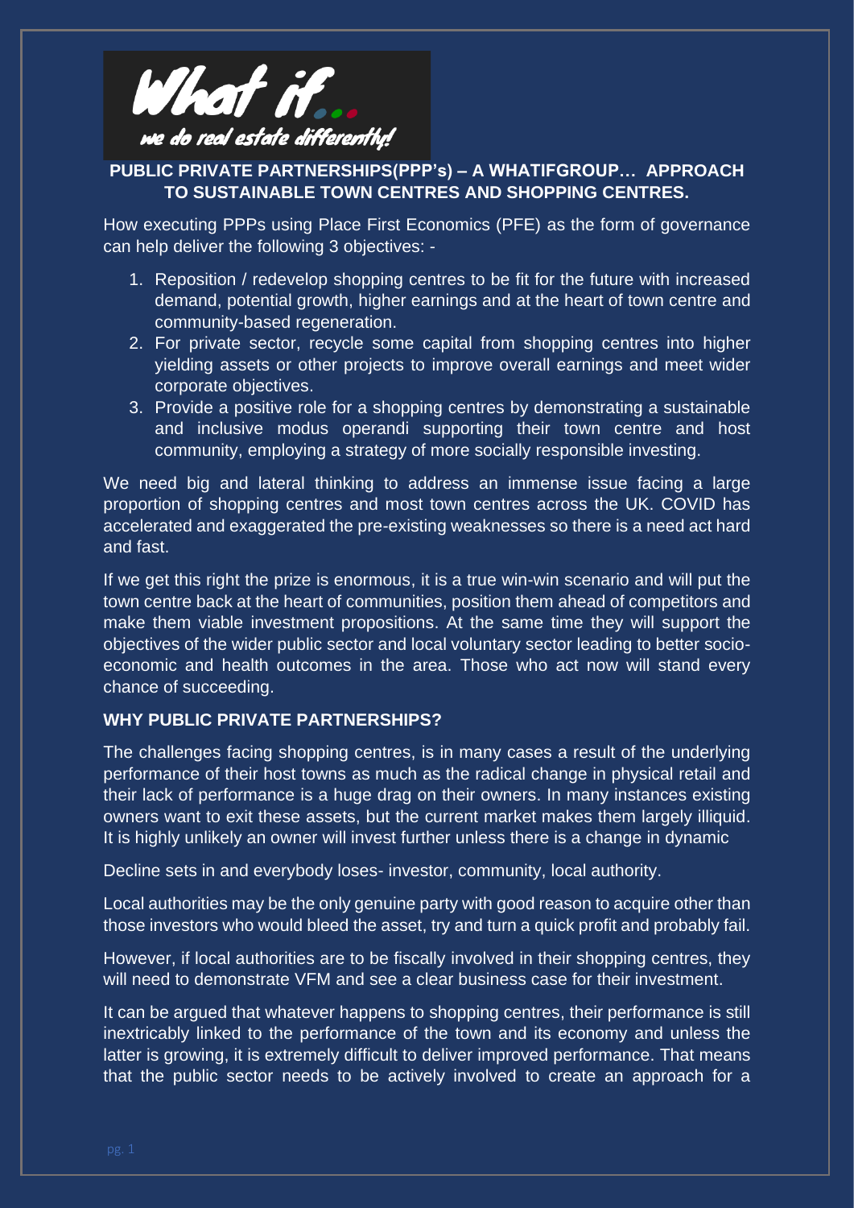What if... we do real estate differently!

**PUBLIC PRIVATE PARTNERSHIPS(PPP's) – A WHATIFGROUP… APPROACH TO SUSTAINABLE TOWN CENTRES AND SHOPPING CENTRES.**

How executing PPPs using Place First Economics (PFE) as the form of governance can help deliver the following 3 objectives: -

1. Reposition / redevelop shopping centres to be fit for the future with increased demand, potential growth, higher earnings and at the heart of town centre and community-based regeneration.
2. For private sector, recycle some capital from shopping centres into higher yielding assets or other projects to improve overall earnings and meet wider corporate objectives.
3. Provide a positive role for a shopping centres by demonstrating a sustainable and inclusive modus operandi supporting their town centre and host community, employing a strategy of more socially responsible investing.

We need big and lateral thinking to address an immense issue facing a large proportion of shopping centres and most town centres across the UK. COVID has accelerated and exaggerated the pre-existing weaknesses so there is a need act hard and fast.

If we get this right the prize is enormous, it is a true win-win scenario and will put the town centre back at the heart of communities, position them ahead of competitors and make them viable investment propositions. At the same time they will support the objectives of the wider public sector and local voluntary sector leading to better socio-economic and health outcomes in the area. Those who act now will stand every chance of succeeding.

**WHY PUBLIC PRIVATE PARTNERSHIPS?**

The challenges facing shopping centres, is in many cases a result of the underlying performance of their host towns as much as the radical change in physical retail and their lack of performance is a huge drag on their owners. In many instances existing owners want to exit these assets, but the current market makes them largely illiquid. It is highly unlikely an owner will invest further unless there is a change in dynamic

Decline sets in and everybody loses- investor, community, local authority.

Local authorities may be the only genuine party with good reason to acquire other than those investors who would bleed the asset, try and turn a quick profit and probably fail.

However, if local authorities are to be fiscally involved in their shopping centres, they will need to demonstrate VFM and see a clear business case for their investment.

It can be argued that whatever happens to shopping centres, their performance is still inextricably linked to the performance of the town and its economy and unless the latter is growing, it is extremely difficult to deliver improved performance. That means that the public sector needs to be actively involved to create an approach for a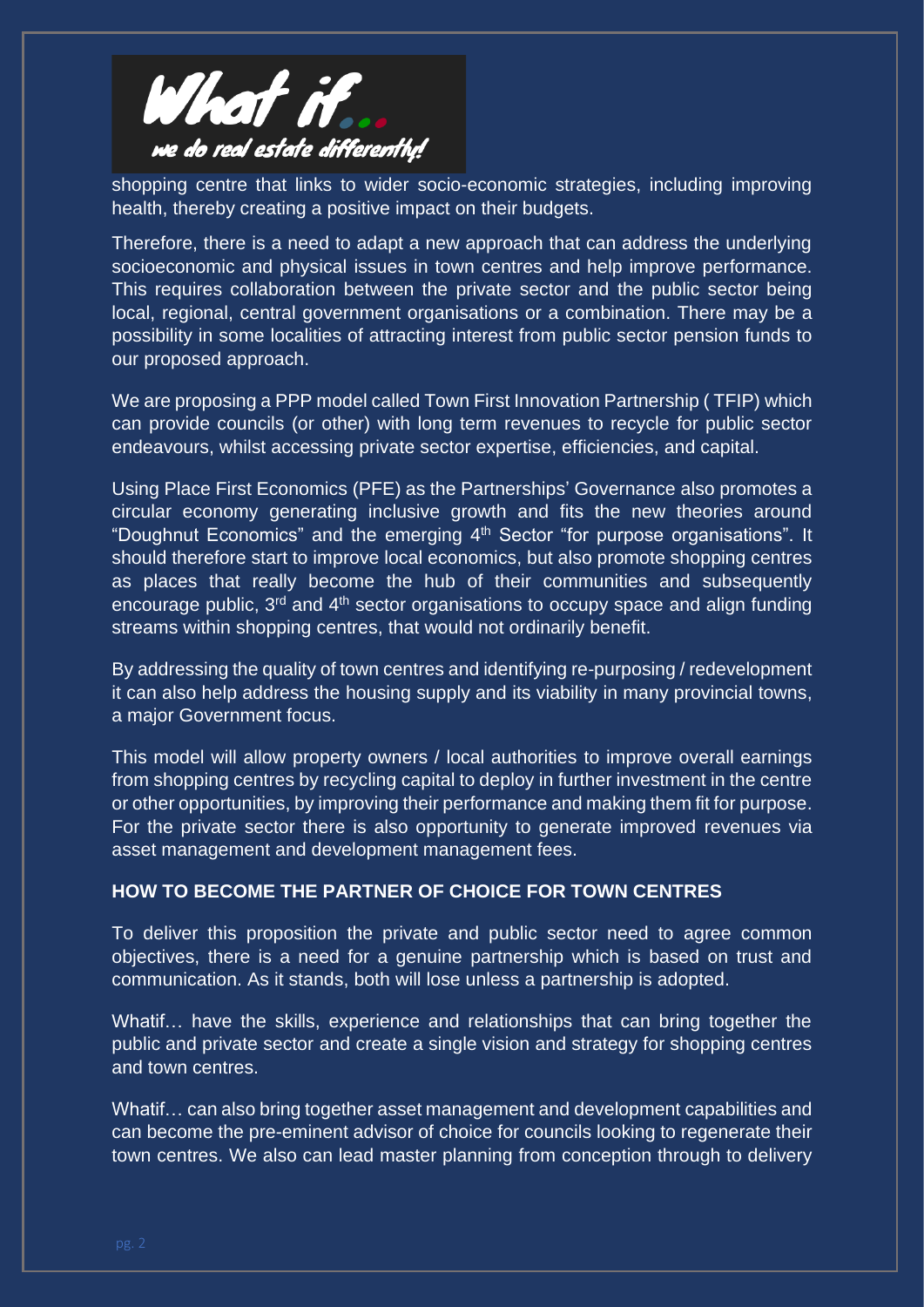shopping centre that links to wider socio-economic strategies, including improving health, thereby creating a positive impact on their budgets.

Therefore, there is a need to adapt a new approach that can address the underlying socioeconomic and physical issues in town centres and help improve performance. This requires collaboration between the private sector and the public sector being local, regional, central government organisations or a combination. There may be a possibility in some localities of attracting interest from public sector pension funds to our proposed approach.

We are proposing a PPP model called Town First Innovation Partnership ( TFIP) which can provide councils (or other) with long term revenues to recycle for public sector endeavours, whilst accessing private sector expertise, efficiencies, and capital.

Using Place First Economics (PFE) as the Partnerships' Governance also promotes a circular economy generating inclusive growth and fits the new theories around "Doughnut Economics" and the emerging 4th Sector "for purpose organisations". It should therefore start to improve local economics, but also promote shopping centres as places that really become the hub of their communities and subsequently encourage public, 3rd and 4th sector organisations to occupy space and align funding streams within shopping centres, that would not ordinarily benefit.

By addressing the quality of town centres and identifying re-purposing / redevelopment it can also help address the housing supply and its viability in many provincial towns, a major Government focus.

This model will allow property owners / local authorities to improve overall earnings from shopping centres by recycling capital to deploy in further investment in the centre or other opportunities, by improving their performance and making them fit for purpose. For the private sector there is also opportunity to generate improved revenues via asset management and development management fees.

**HOW TO BECOME THE PARTNER OF CHOICE FOR TOWN CENTRES**

To deliver this proposition the private and public sector need to agree common objectives, there is a need for a genuine partnership which is based on trust and communication. As it stands, both will lose unless a partnership is adopted.

Whatif… have the skills, experience and relationships that can bring together the public and private sector and create a single vision and strategy for shopping centres and town centres.

Whatif… can also bring together asset management and development capabilities and can become the pre-eminent advisor of choice for councils looking to regenerate their town centres. We also can lead master planning from conception through to delivery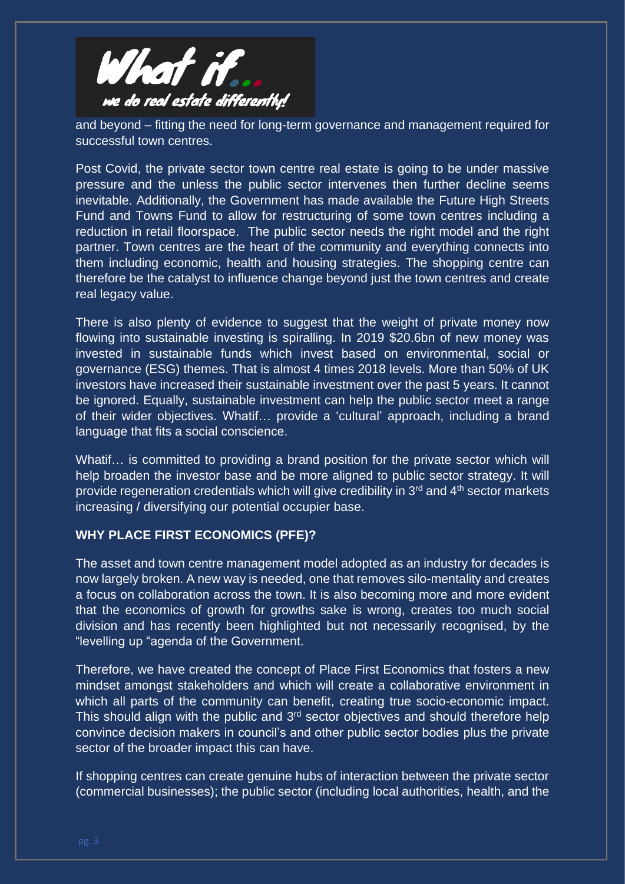and beyond – fitting the need for long-term governance and management required for successful town centres.

Post Covid, the private sector town centre real estate is going to be under massive pressure and the unless the public sector intervenes then further decline seems inevitable. Additionally, the Government has made available the Future High Streets Fund and Towns Fund to allow for restructuring of some town centres including a reduction in retail floorspace. The public sector needs the right model and the right partner. Town centres are the heart of the community and everything connects into them including economic, health and housing strategies. The shopping centre can therefore be the catalyst to influence change beyond just the town centres and create real legacy value.

There is also plenty of evidence to suggest that the weight of private money now flowing into sustainable investing is spiralling. In 2019 $20.6bn of new money was invested in sustainable funds which invest based on environmental, social or governance (ESG) themes. That is almost 4 times 2018 levels. More than 50% of UK investors have increased their sustainable investment over the past 5 years. It cannot be ignored. Equally, sustainable investment can help the public sector meet a range of their wider objectives. Whatif… provide a 'cultural' approach, including a brand language that fits a social conscience.

Whatif… is committed to providing a brand position for the private sector which will help broaden the investor base and be more aligned to public sector strategy. It will provide regeneration credentials which will give credibility in 3rd and 4th sector markets increasing / diversifying our potential occupier base.

**WHY PLACE FIRST ECONOMICS (PFE)?**

The asset and town centre management model adopted as an industry for decades is now largely broken. A new way is needed, one that removes silo-mentality and creates a focus on collaboration across the town. It is also becoming more and more evident that the economics of growth for growths sake is wrong, creates too much social division and has recently been highlighted but not necessarily recognised, by the "levelling up "agenda of the Government.

Therefore, we have created the concept of Place First Economics that fosters a new mindset amongst stakeholders and which will create a collaborative environment in which all parts of the community can benefit, creating true socio-economic impact. This should align with the public and 3rd sector objectives and should therefore help convince decision makers in council's and other public sector bodies plus the private sector of the broader impact this can have.

If shopping centres can create genuine hubs of interaction between the private sector (commercial businesses); the public sector (including local authorities, health, and the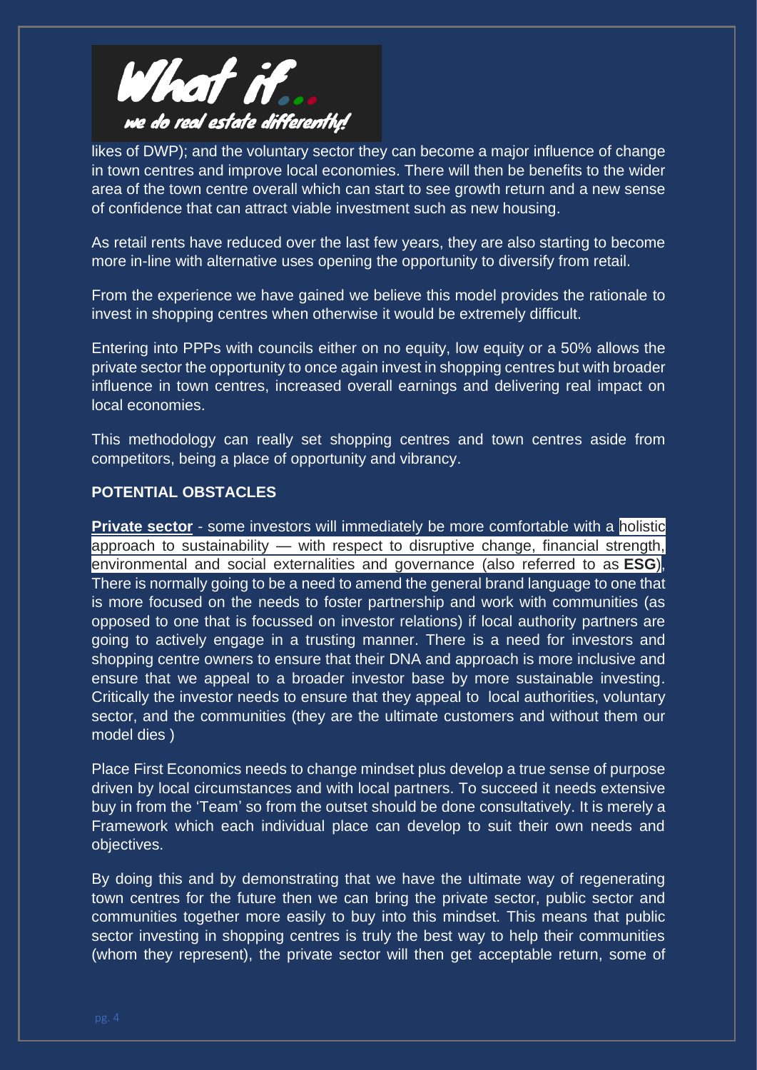likes of DWP); and the voluntary sector they can become a major influence of change in town centres and improve local economies. There will then be benefits to the wider area of the town centre overall which can start to see growth return and a new sense of confidence that can attract viable investment such as new housing.

As retail rents have reduced over the last few years, they are also starting to become more in-line with alternative uses opening the opportunity to diversify from retail.

From the experience we have gained we believe this model provides the rationale to invest in shopping centres when otherwise it would be extremely difficult.

Entering into PPPs with councils either on no equity, low equity or a 50% allows the private sector the opportunity to once again invest in shopping centres but with broader influence in town centres, increased overall earnings and delivering real impact on local economies.

This methodology can really set shopping centres and town centres aside from competitors, being a place of opportunity and vibrancy.

**POTENTIAL OBSTACLES**

**Private sector** - some investors will immediately be more comfortable with a holistic approach to sustainability — with respect to disruptive change, financial strength, environmental and social externalities and governance (also referred to as **ESG**), There is normally going to be a need to amend the general brand language to one that is more focused on the needs to foster partnership and work with communities (as opposed to one that is focussed on investor relations) if local authority partners are going to actively engage in a trusting manner. There is a need for investors and shopping centre owners to ensure that their DNA and approach is more inclusive and ensure that we appeal to a broader investor base by more sustainable investing. Critically the investor needs to ensure that they appeal to local authorities, voluntary sector, and the communities (they are the ultimate customers and without them our model dies )

Place First Economics needs to change mindset plus develop a true sense of purpose driven by local circumstances and with local partners. To succeed it needs extensive buy in from the 'Team' so from the outset should be done consultatively. It is merely a Framework which each individual place can develop to suit their own needs and objectives.

By doing this and by demonstrating that we have the ultimate way of regenerating town centres for the future then we can bring the private sector, public sector and communities together more easily to buy into this mindset. This means that public sector investing in shopping centres is truly the best way to help their communities (whom they represent), the private sector will then get acceptable return, some of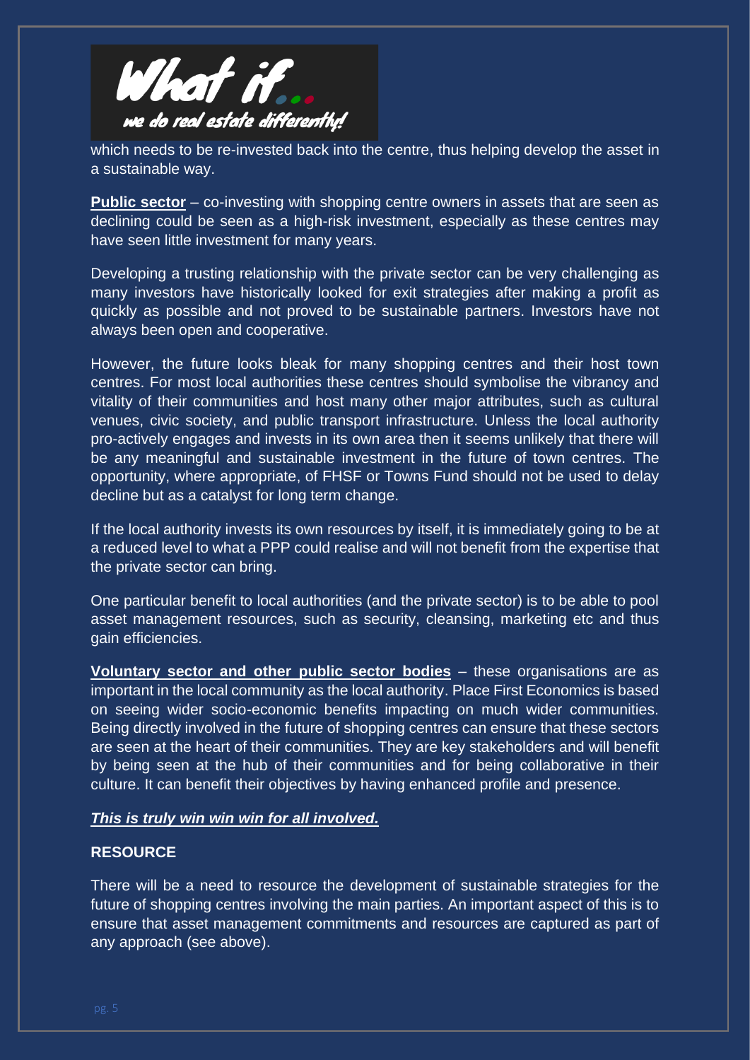which needs to be re-invested back into the centre, thus helping develop the asset in a sustainable way.

**Public sector** – co-investing with shopping centre owners in assets that are seen as declining could be seen as a high-risk investment, especially as these centres may have seen little investment for many years.

Developing a trusting relationship with the private sector can be very challenging as many investors have historically looked for exit strategies after making a profit as quickly as possible and not proved to be sustainable partners. Investors have not always been open and cooperative.

However, the future looks bleak for many shopping centres and their host town centres. For most local authorities these centres should symbolise the vibrancy and vitality of their communities and host many other major attributes, such as cultural venues, civic society, and public transport infrastructure. Unless the local authority pro-actively engages and invests in its own area then it seems unlikely that there will be any meaningful and sustainable investment in the future of town centres. The opportunity, where appropriate, of FHSF or Towns Fund should not be used to delay decline but as a catalyst for long term change.

If the local authority invests its own resources by itself, it is immediately going to be at a reduced level to what a PPP could realise and will not benefit from the expertise that the private sector can bring.

One particular benefit to local authorities (and the private sector) is to be able to pool asset management resources, such as security, cleansing, marketing etc and thus gain efficiencies.

**Voluntary sector and other public sector bodies** – these organisations are as important in the local community as the local authority. Place First Economics is based on seeing wider socio-economic benefits impacting on much wider communities. Being directly involved in the future of shopping centres can ensure that these sectors are seen at the heart of their communities. They are key stakeholders and will benefit by being seen at the hub of their communities and for being collaborative in their culture. It can benefit their objectives by having enhanced profile and presence.

***This is truly win win win for all involved.***

**RESOURCE**

There will be a need to resource the development of sustainable strategies for the future of shopping centres involving the main parties. An important aspect of this is to ensure that asset management commitments and resources are captured as part of any approach (see above).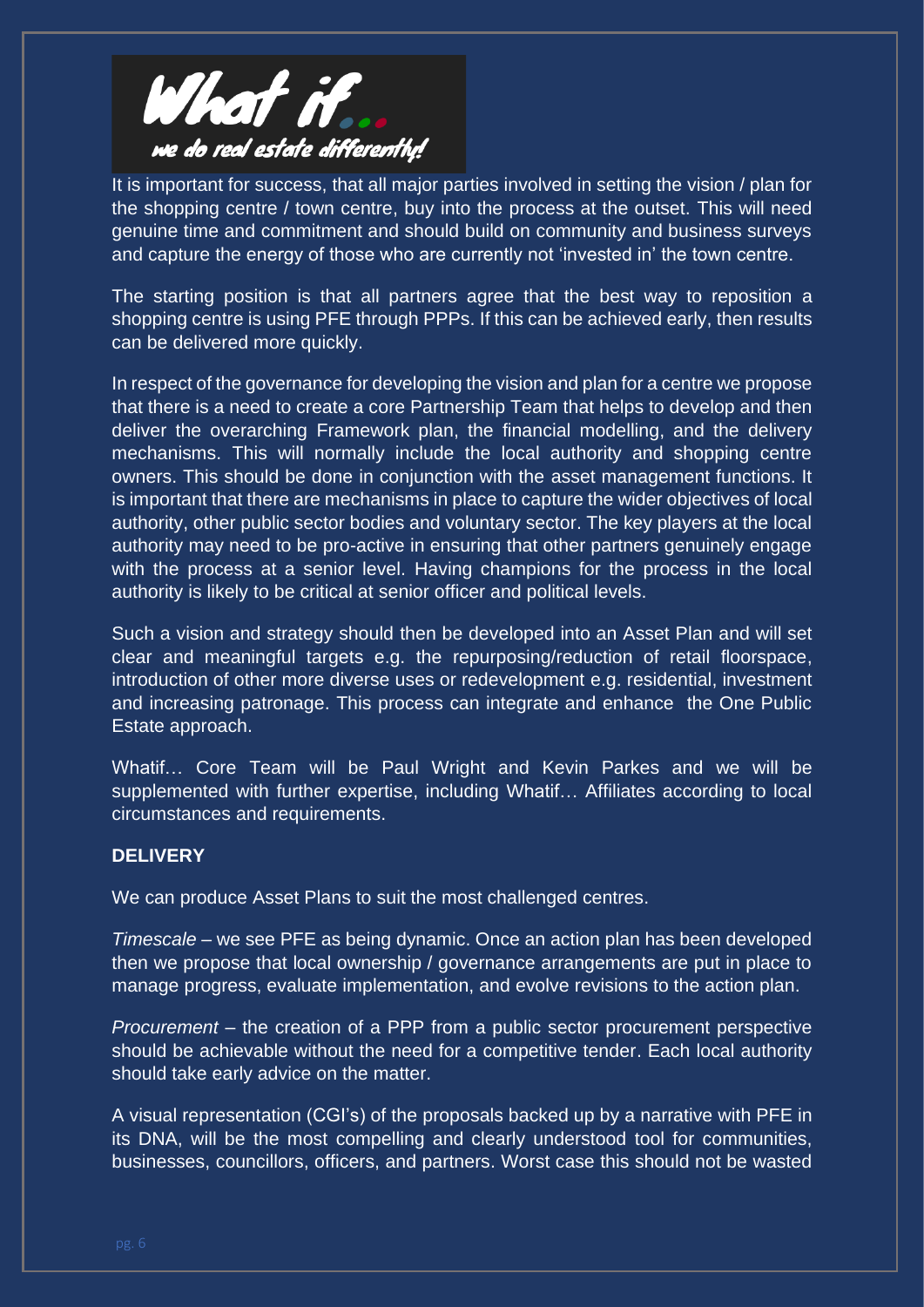What if...
we do real estate differently!

It is important for success, that all major parties involved in setting the vision / plan for the shopping centre / town centre, buy into the process at the outset. This will need genuine time and commitment and should build on community and business surveys and capture the energy of those who are currently not 'invested in' the town centre.

The starting position is that all partners agree that the best way to reposition a shopping centre is using PFE through PPPs. If this can be achieved early, then results can be delivered more quickly.

In respect of the governance for developing the vision and plan for a centre we propose that there is a need to create a core Partnership Team that helps to develop and then deliver the overarching Framework plan, the financial modelling, and the delivery mechanisms. This will normally include the local authority and shopping centre owners. This should be done in conjunction with the asset management functions. It is important that there are mechanisms in place to capture the wider objectives of local authority, other public sector bodies and voluntary sector. The key players at the local authority may need to be pro-active in ensuring that other partners genuinely engage with the process at a senior level. Having champions for the process in the local authority is likely to be critical at senior officer and political levels.

Such a vision and strategy should then be developed into an Asset Plan and will set clear and meaningful targets e.g. the repurposing/reduction of retail floorspace, introduction of other more diverse uses or redevelopment e.g. residential, investment and increasing patronage. This process can integrate and enhance the One Public Estate approach.

Whatif… Core Team will be Paul Wright and Kevin Parkes and we will be supplemented with further expertise, including Whatif… Affiliates according to local circumstances and requirements.

**DELIVERY**

We can produce Asset Plans to suit the most challenged centres.

*Timescale* – we see PFE as being dynamic. Once an action plan has been developed then we propose that local ownership / governance arrangements are put in place to manage progress, evaluate implementation, and evolve revisions to the action plan.

*Procurement* – the creation of a PPP from a public sector procurement perspective should be achievable without the need for a competitive tender. Each local authority should take early advice on the matter.

A visual representation (CGI's) of the proposals backed up by a narrative with PFE in its DNA, will be the most compelling and clearly understood tool for communities, businesses, councillors, officers, and partners. Worst case this should not be wasted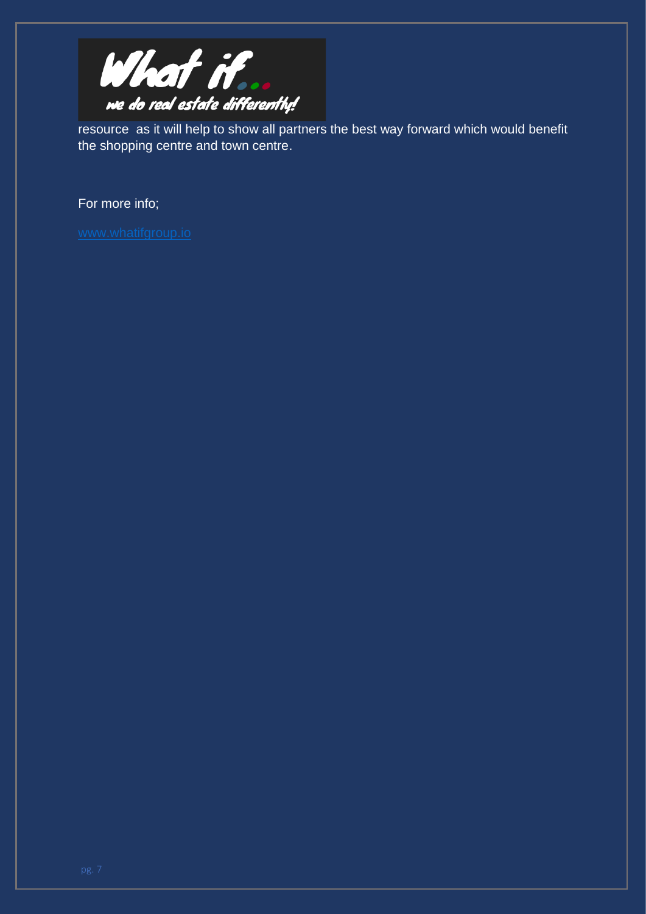resource as it will help to show all partners the best way forward which would benefit the shopping centre and town centre.

For more info;

www.whatifgroup.io